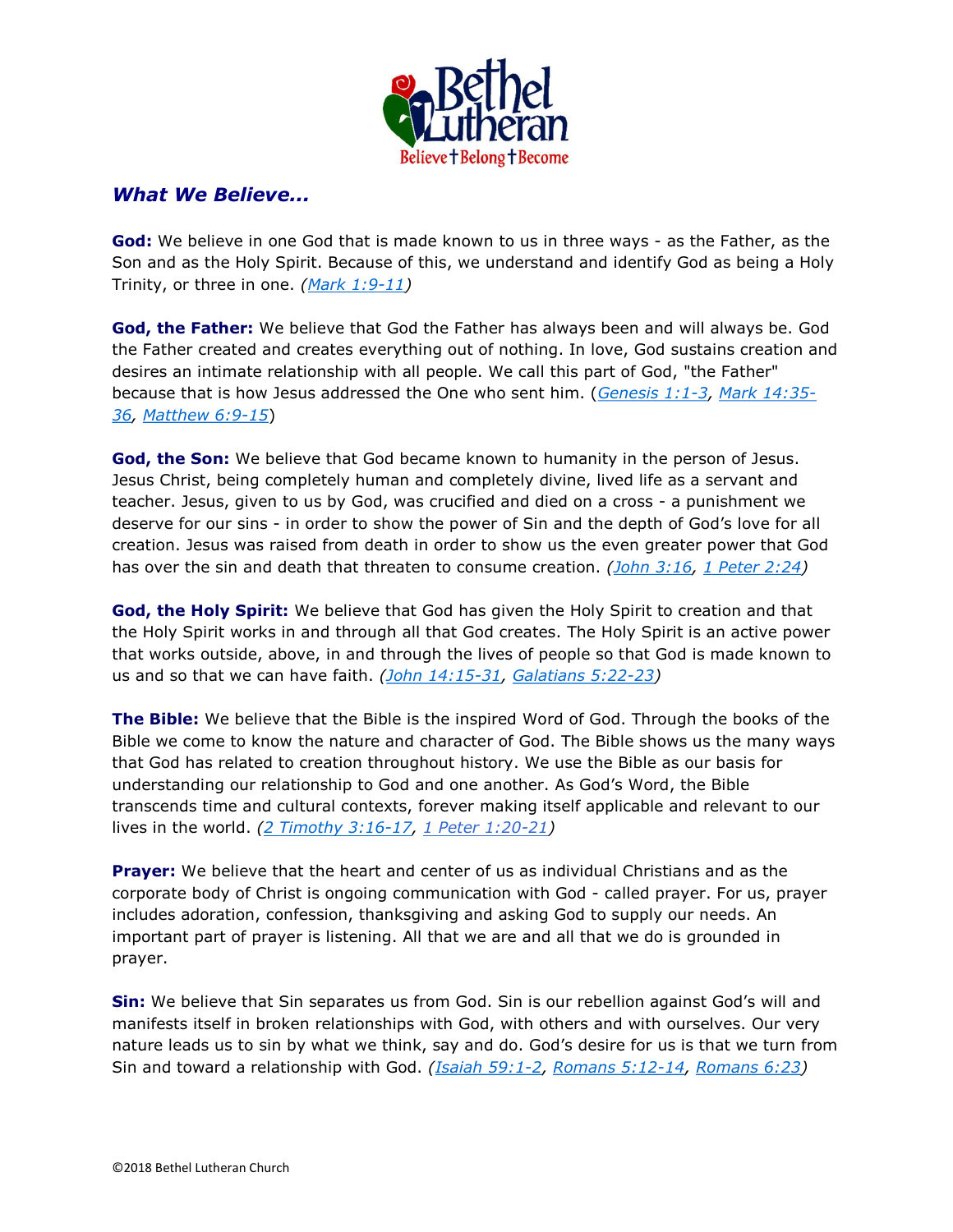## *What We Believe...*

**God:** We believe in one God that is made known to us in three ways - as the Father, as the Son and as the Holy Spirit. Because of this, we understand and identify God as being a Holy Trinity, or three in one. *(Mark 1:9-11)*

**God, the Father:** We believe that God the Father has always been and will always be. God the Father created and creates everything out of nothing. In love, God sustains creation and desires an intimate relationship with all people. We call this part of God, "the Father" because that is how Jesus addressed the One who sent him. (*Genesis 1:1-3*, *Mark 14:35-36*, *Matthew 6:9-15*)

**God, the Son:** We believe that God became known to humanity in the person of Jesus. Jesus Christ, being completely human and completely divine, lived life as a servant and teacher. Jesus, given to us by God, was crucified and died on a cross - a punishment we deserve for our sins - in order to show the power of Sin and the depth of God's love for all creation. Jesus was raised from death in order to show us the even greater power that God has over the sin and death that threaten to consume creation. *(John 3:16, 1 Peter 2:24)*

**God, the Holy Spirit:** We believe that God has given the Holy Spirit to creation and that the Holy Spirit works in and through all that God creates. The Holy Spirit is an active power that works outside, above, in and through the lives of people so that God is made known to us and so that we can have faith. *(John 14:15-31, Galatians 5:22-23)*

**The Bible:** We believe that the Bible is the inspired Word of God. Through the books of the Bible we come to know the nature and character of God. The Bible shows us the many ways that God has related to creation throughout history. We use the Bible as our basis for understanding our relationship to God and one another. As God's Word, the Bible transcends time and cultural contexts, forever making itself applicable and relevant to our lives in the world. *(2 Timothy 3:16-17, 1 Peter 1:20-21)*

**Prayer:** We believe that the heart and center of us as individual Christians and as the corporate body of Christ is ongoing communication with God - called prayer. For us, prayer includes adoration, confession, thanksgiving and asking God to supply our needs. An important part of prayer is listening. All that we are and all that we do is grounded in prayer.

**Sin:** We believe that Sin separates us from God. Sin is our rebellion against God's will and manifests itself in broken relationships with God, with others and with ourselves. Our very nature leads us to sin by what we think, say and do. God's desire for us is that we turn from Sin and toward a relationship with God. *(Isaiah 59:1-2, Romans 5:12-14, Romans 6:23)*

©2018 Bethel Lutheran Church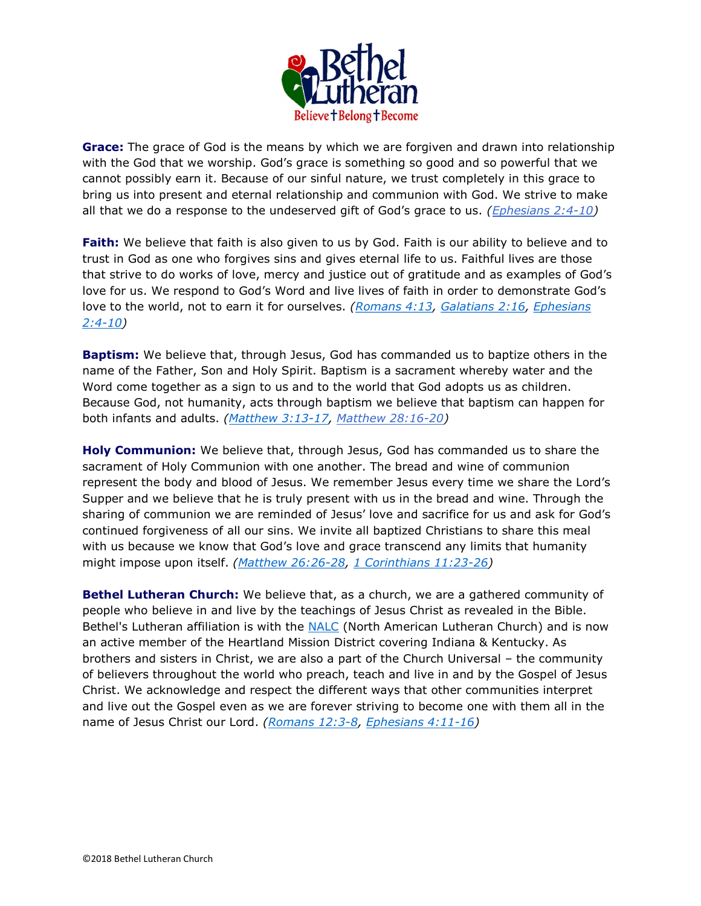**Grace:** The grace of God is the means by which we are forgiven and drawn into relationship with the God that we worship. God's grace is something so good and so powerful that we cannot possibly earn it. Because of our sinful nature, we trust completely in this grace to bring us into present and eternal relationship and communion with God. We strive to make all that we do a response to the undeserved gift of God's grace to us. *(Ephesians 2:4-10)*

**Faith:** We believe that faith is also given to us by God. Faith is our ability to believe and to trust in God as one who forgives sins and gives eternal life to us. Faithful lives are those that strive to do works of love, mercy and justice out of gratitude and as examples of God's love for us. We respond to God's Word and live lives of faith in order to demonstrate God's love to the world, not to earn it for ourselves. *(Romans 4:13, Galatians 2:16, Ephesians 2:4-10)*

**Baptism:** We believe that, through Jesus, God has commanded us to baptize others in the name of the Father, Son and Holy Spirit. Baptism is a sacrament whereby water and the Word come together as a sign to us and to the world that God adopts us as children. Because God, not humanity, acts through baptism we believe that baptism can happen for both infants and adults. *(Matthew 3:13-17, Matthew 28:16-20)*

**Holy Communion:** We believe that, through Jesus, God has commanded us to share the sacrament of Holy Communion with one another. The bread and wine of communion represent the body and blood of Jesus. We remember Jesus every time we share the Lord's Supper and we believe that he is truly present with us in the bread and wine. Through the sharing of communion we are reminded of Jesus' love and sacrifice for us and ask for God's continued forgiveness of all our sins. We invite all baptized Christians to share this meal with us because we know that God's love and grace transcend any limits that humanity might impose upon itself. *(Matthew 26:26-28, 1 Corinthians 11:23-26)*

**Bethel Lutheran Church:** We believe that, as a church, we are a gathered community of people who believe in and live by the teachings of Jesus Christ as revealed in the Bible. Bethel's Lutheran affiliation is with the NALC (North American Lutheran Church) and is now an active member of the Heartland Mission District covering Indiana & Kentucky. As brothers and sisters in Christ, we are also a part of the Church Universal – the community of believers throughout the world who preach, teach and live in and by the Gospel of Jesus Christ. We acknowledge and respect the different ways that other communities interpret and live out the Gospel even as we are forever striving to become one with them all in the name of Jesus Christ our Lord. *(Romans 12:3-8, Ephesians 4:11-16)*

©2018 Bethel Lutheran Church